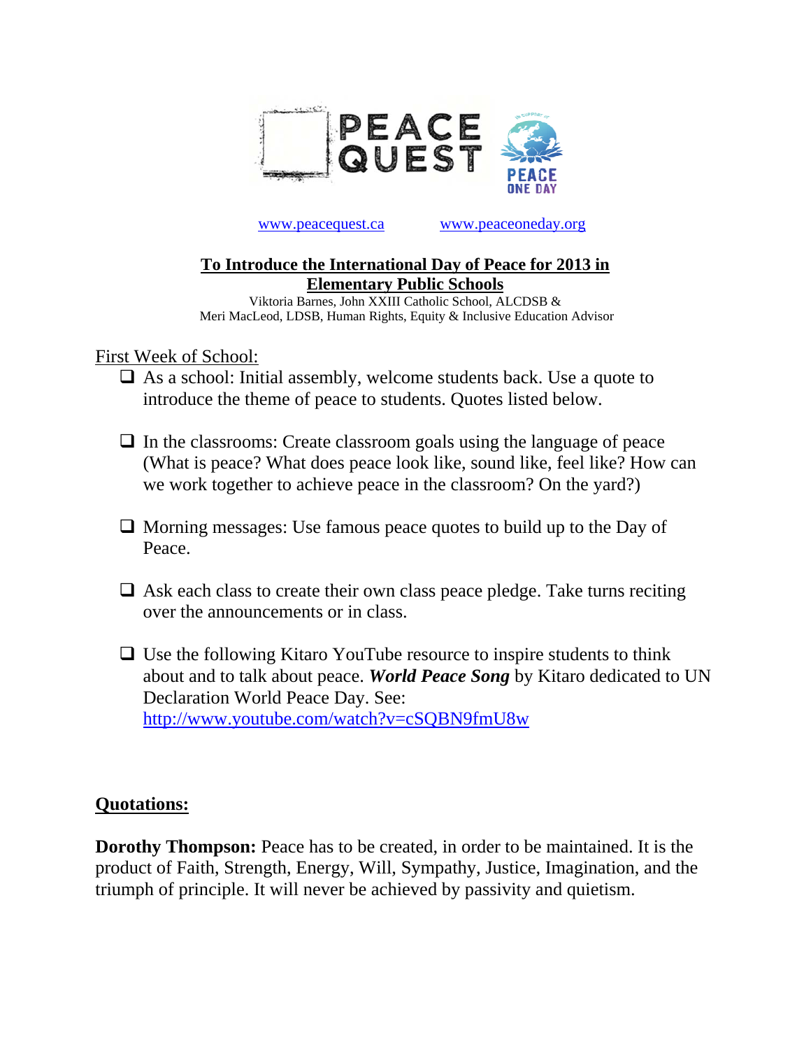PEACE QUEST

PEACE ONE DAY

www.peacequest.ca www.peaceoneday.org

# To Introduce the International Day of Peace for 2013 in Elementary Public Schools

Viktoria Barnes, John XXIII Catholic School, ALCDSB &
Meri MacLeod, LDSB, Human Rights, Equity & Inclusive Education Advisor

First Week of School:

- ❑ As a school: Initial assembly, welcome students back. Use a quote to introduce the theme of peace to students. Quotes listed below.
- ❑ In the classrooms: Create classroom goals using the language of peace (What is peace? What does peace look like, sound like, feel like? How can we work together to achieve peace in the classroom? On the yard?)
- ❑ Morning messages: Use famous peace quotes to build up to the Day of Peace.
- ❑ Ask each class to create their own class peace pledge. Take turns reciting over the announcements or in class.
- ❑ Use the following Kitaro YouTube resource to inspire students to think about and to talk about peace. ***World Peace Song*** by Kitaro dedicated to UN Declaration World Peace Day. See: http://www.youtube.com/watch?v=cSQBN9fmU8w

## Quotations:

**Dorothy Thompson:** Peace has to be created, in order to be maintained. It is the product of Faith, Strength, Energy, Will, Sympathy, Justice, Imagination, and the triumph of principle. It will never be achieved by passivity and quietism.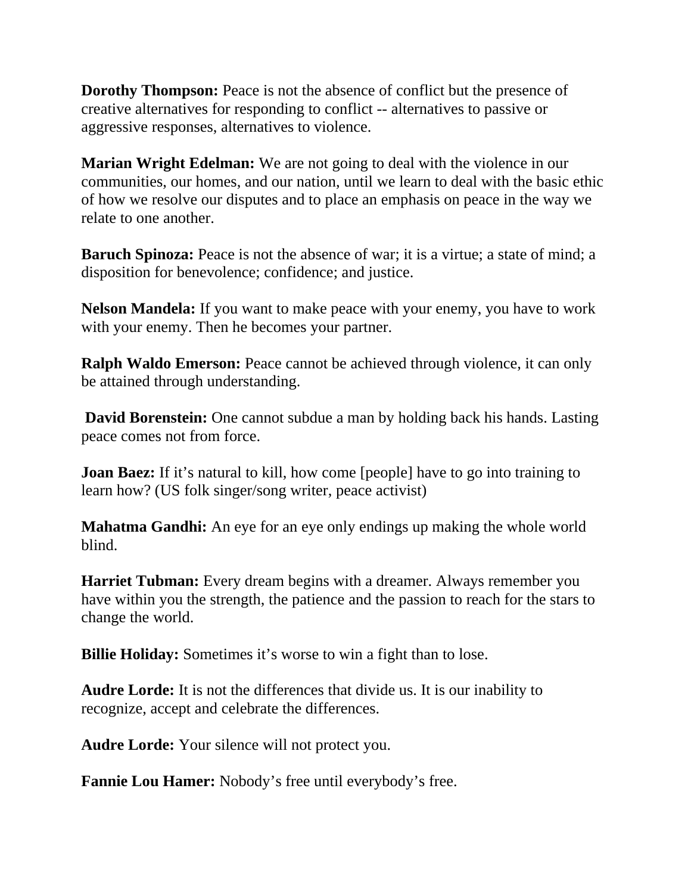**Dorothy Thompson:** Peace is not the absence of conflict but the presence of creative alternatives for responding to conflict -- alternatives to passive or aggressive responses, alternatives to violence.

**Marian Wright Edelman:** We are not going to deal with the violence in our communities, our homes, and our nation, until we learn to deal with the basic ethic of how we resolve our disputes and to place an emphasis on peace in the way we relate to one another.

**Baruch Spinoza:** Peace is not the absence of war; it is a virtue; a state of mind; a disposition for benevolence; confidence; and justice.

**Nelson Mandela:** If you want to make peace with your enemy, you have to work with your enemy. Then he becomes your partner.

**Ralph Waldo Emerson:** Peace cannot be achieved through violence, it can only be attained through understanding.

**David Borenstein:** One cannot subdue a man by holding back his hands. Lasting peace comes not from force.

**Joan Baez:** If it's natural to kill, how come [people] have to go into training to learn how? (US folk singer/song writer, peace activist)

**Mahatma Gandhi:** An eye for an eye only endings up making the whole world blind.

**Harriet Tubman:** Every dream begins with a dreamer. Always remember you have within you the strength, the patience and the passion to reach for the stars to change the world.

**Billie Holiday:** Sometimes it's worse to win a fight than to lose.

**Audre Lorde:** It is not the differences that divide us. It is our inability to recognize, accept and celebrate the differences.

**Audre Lorde:** Your silence will not protect you.

**Fannie Lou Hamer:** Nobody's free until everybody's free.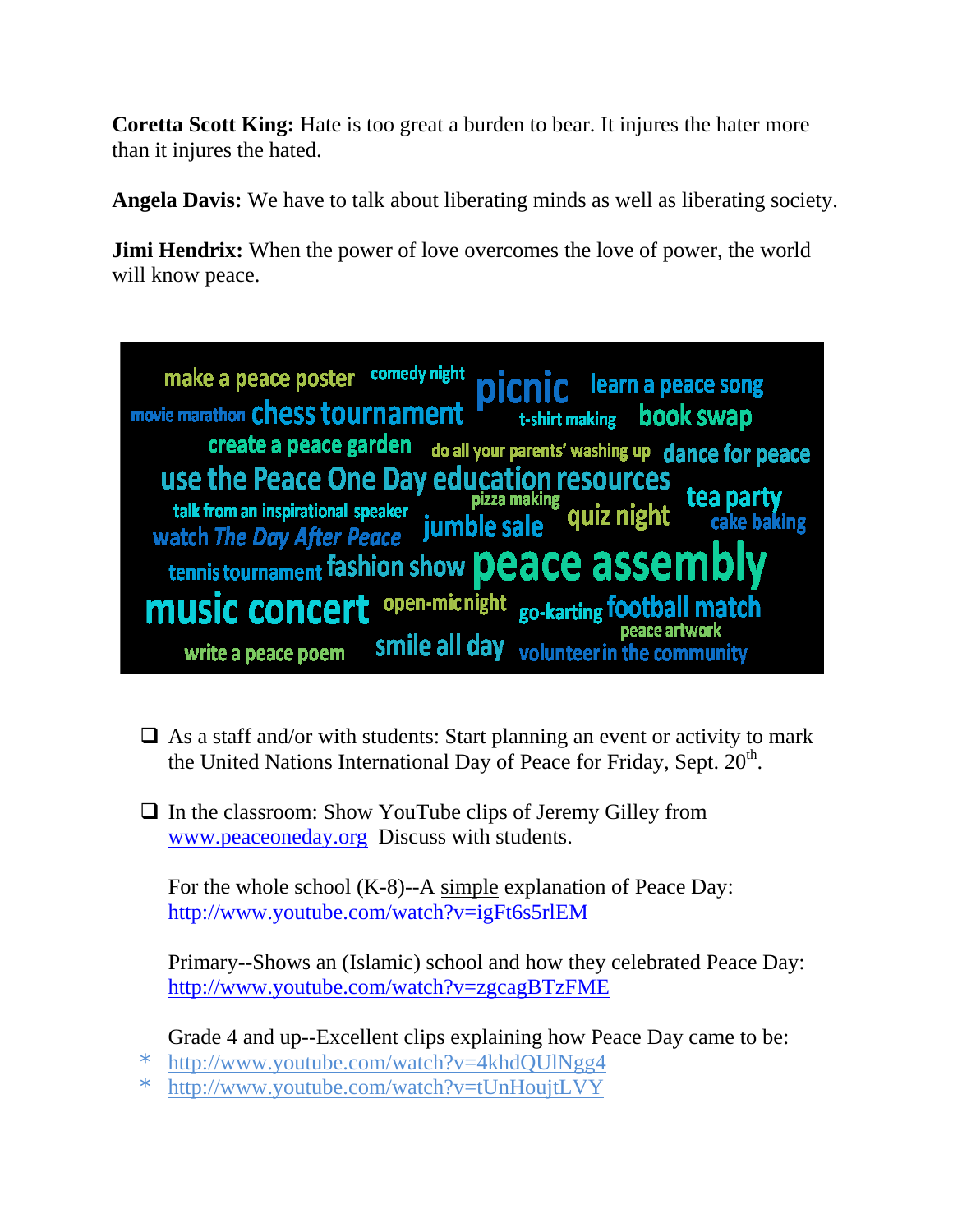**Coretta Scott King:** Hate is too great a burden to bear. It injures the hater more than it injures the hated.

**Angela Davis:** We have to talk about liberating minds as well as liberating society.

**Jimi Hendrix:** When the power of love overcomes the love of power, the world will know peace.

make a peace poster comedy night picnic learn a peace song movie marathon chess tournament t-shirt making book swap create a peace garden do all your parents' washing up dance for peace use the Peace One Day education resources talk from an inspirational speaker pizza making tea party watch *The Day After Peace* jumble sale quiz night cake baking tennis tournament fashion show peace assembly music concert open-mic night go-karting football match peace artwork write a peace poem smile all day volunteer in the community

- ❑ As a staff and/or with students: Start planning an event or activity to mark the United Nations International Day of Peace for Friday, Sept. 20th.

- ❑ In the classroom: Show YouTube clips of Jeremy Gilley from www.peaceoneday.org Discuss with students.

  For the whole school (K-8)--A simple explanation of Peace Day: http://www.youtube.com/watch?v=igFt6s5rlEM

  Primary--Shows an (Islamic) school and how they celebrated Peace Day: http://www.youtube.com/watch?v=zgcagBTzFME

  Grade 4 and up--Excellent clips explaining how Peace Day came to be:
  - http://www.youtube.com/watch?v=4khdQUlNgg4
  - http://www.youtube.com/watch?v=tUnHoujtLVY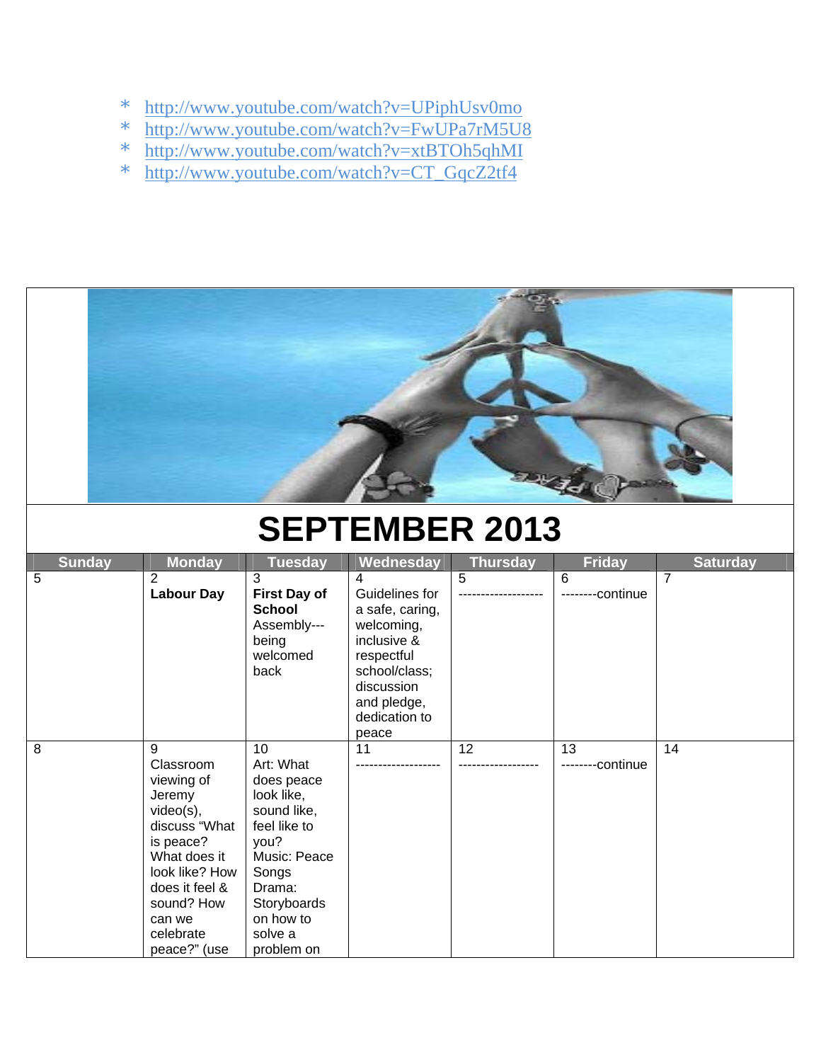- http://www.youtube.com/watch?v=UPiphUsv0mo
- http://www.youtube.com/watch?v=FwUPa7rM5U8
- http://www.youtube.com/watch?v=xtBTOh5qhMI
- http://www.youtube.com/watch?v=CT_GqcZ2tf4

# SEPTEMBER 2013

| Sunday | Monday | Tuesday | Wednesday | Thursday | Friday | Saturday |
|---|---|---|---|---|---|---|
| 5 | 2 **Labour Day** | 3 **First Day of School** Assembly---being welcomed back | 4 Guidelines for a safe, caring, welcoming, inclusive & respectful school/class; discussion and pledge, dedication to peace | 5 ------------------- | 6 --------continue | 7 |
| 8 | 9 Classroom viewing of Jeremy video(s), discuss "What is peace? What does it look like? How does it feel & sound? How can we celebrate peace?" (use | 10 Art: What does peace look like, sound like, feel like to you? Music: Peace Songs Drama: Storyboards on how to solve a problem on | 11 ------------------- | 12 ------------------ | 13 --------continue | 14 |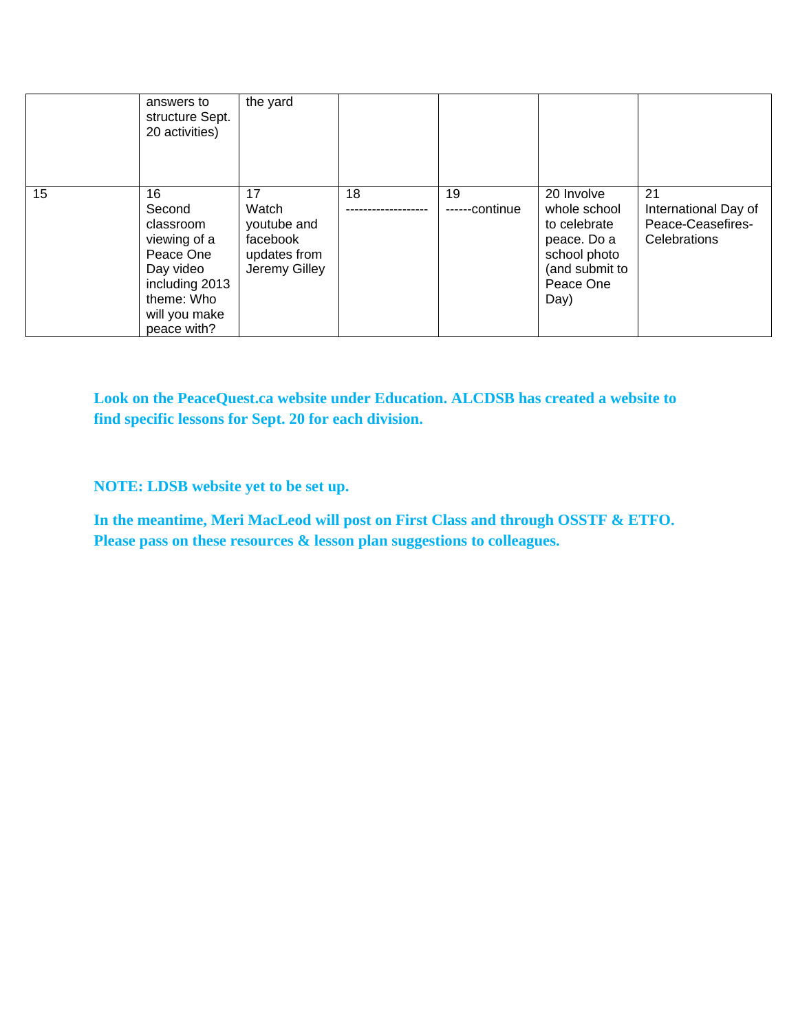| | | | | | | |
|---|---|---|---|---|---|---|
| | answers to structure Sept. 20 activities) | the yard | | | | |
| 15 | 16 Second classroom viewing of a Peace One Day video including 2013 theme: Who will you make peace with? | 17 Watch youtube and facebook updates from Jeremy Gilley | 18 ------------------- | 19 ------continue | 20 Involve whole school to celebrate peace. Do a school photo (and submit to Peace One Day) | 21 International Day of Peace-Ceasefires-Celebrations |

**Look on the PeaceQuest.ca website under Education. ALCDSB has created a website to find specific lessons for Sept. 20 for each division.**

**NOTE: LDSB website yet to be set up.**

**In the meantime, Meri MacLeod will post on First Class and through OSSTF & ETFO. Please pass on these resources & lesson plan suggestions to colleagues.**